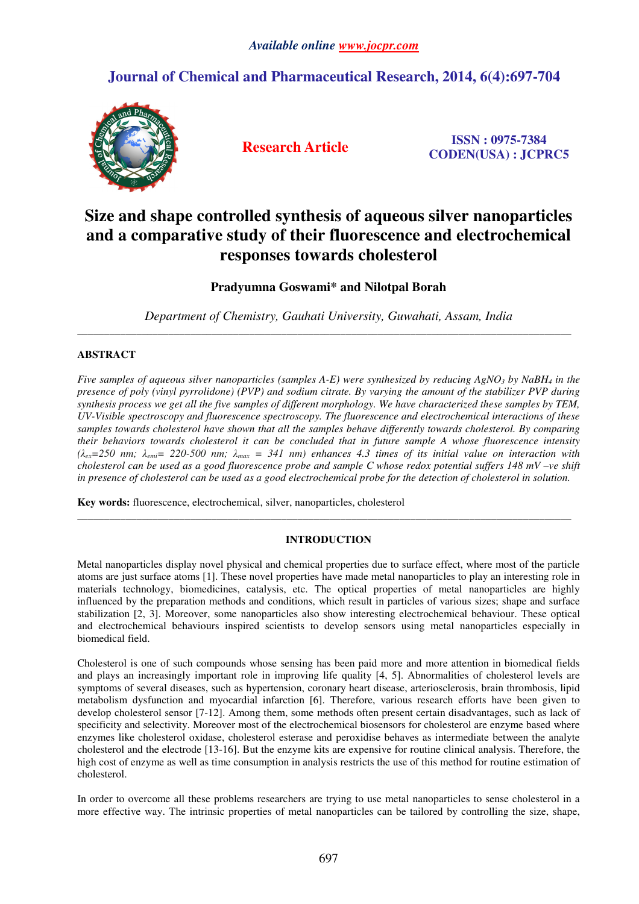# Size and shape controlled synthesis of aqueous silver nanoparticles and a comparative study of their fluorescence and electrochemical responses towards cholesterol

**Pradyumna Goswami* and Nilotpal Borah**

*Department of Chemistry, Gauhati University, Guwahati, Assam, India*

---

## ABSTRACT

*Five samples of aqueous silver nanoparticles (samples A-E) were synthesized by reducing $AgNO_3$ by $NaBH_4$ in the presence of poly (vinyl pyrrolidone) (PVP) and sodium citrate. By varying the amount of the stabilizer PVP during synthesis process we get all the five samples of different morphology. We have characterized these samples by TEM, UV-Visible spectroscopy and fluorescence spectroscopy. The fluorescence and electrochemical interactions of these samples towards cholesterol have shown that all the samples behave differently towards cholesterol. By comparing their behaviors towards cholesterol it can be concluded that in future sample A whose fluorescence intensity ($\lambda_{ex}$=250 nm; $\lambda_{emi}$= 220-500 nm; $\lambda_{max}$ = 341 nm) enhances 4.3 times of its initial value on interaction with cholesterol can be used as a good fluorescence probe and sample C whose redox potential suffers 148 mV –ve shift in presence of cholesterol can be used as a good electrochemical probe for the detection of cholesterol in solution.*

**Key words:** fluorescence, electrochemical, silver, nanoparticles, cholesterol

---

## INTRODUCTION

Metal nanoparticles display novel physical and chemical properties due to surface effect, where most of the particle atoms are just surface atoms [1]. These novel properties have made metal nanoparticles to play an interesting role in materials technology, biomedicines, catalysis, etc. The optical properties of metal nanoparticles are highly influenced by the preparation methods and conditions, which result in particles of various sizes; shape and surface stabilization [2, 3]. Moreover, some nanoparticles also show interesting electrochemical behaviour. These optical and electrochemical behaviours inspired scientists to develop sensors using metal nanoparticles especially in biomedical field.

Cholesterol is one of such compounds whose sensing has been paid more and more attention in biomedical fields and plays an increasingly important role in improving life quality [4, 5]. Abnormalities of cholesterol levels are symptoms of several diseases, such as hypertension, coronary heart disease, arteriosclerosis, brain thrombosis, lipid metabolism dysfunction and myocardial infarction [6]. Therefore, various research efforts have been given to develop cholesterol sensor [7-12]. Among them, some methods often present certain disadvantages, such as lack of specificity and selectivity. Moreover most of the electrochemical biosensors for cholesterol are enzyme based where enzymes like cholesterol oxidase, cholesterol esterase and peroxidise behaves as intermediate between the analyte cholesterol and the electrode [13-16]. But the enzyme kits are expensive for routine clinical analysis. Therefore, the high cost of enzyme as well as time consumption in analysis restricts the use of this method for routine estimation of cholesterol.

In order to overcome all these problems researchers are trying to use metal nanoparticles to sense cholesterol in a more effective way. The intrinsic properties of metal nanoparticles can be tailored by controlling the size, shape,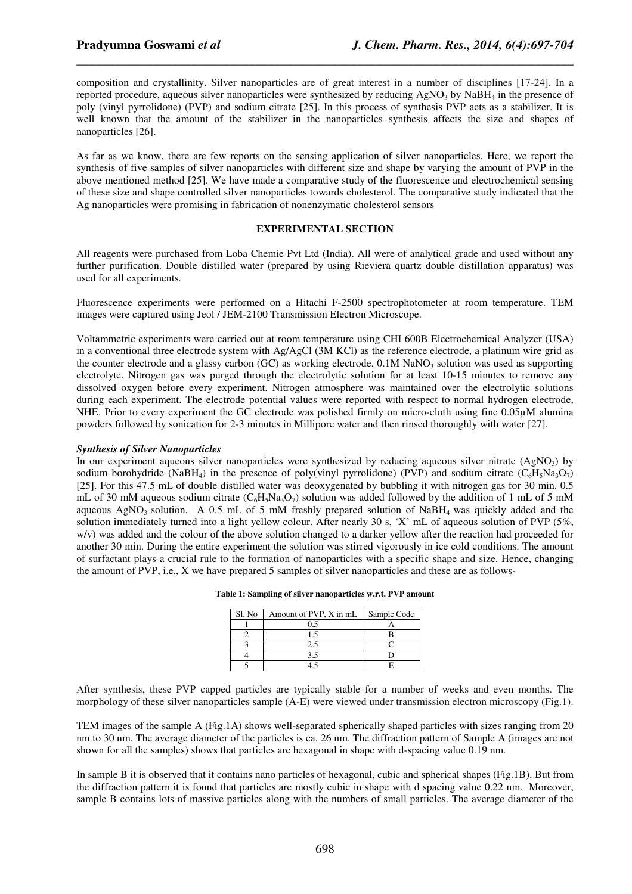composition and crystallinity. Silver nanoparticles are of great interest in a number of disciplines [17-24]. In a reported procedure, aqueous silver nanoparticles were synthesized by reducing $AgNO_3$ by $NaBH_4$ in the presence of poly (vinyl pyrrolidone) (PVP) and sodium citrate [25]. In this process of synthesis PVP acts as a stabilizer. It is well known that the amount of the stabilizer in the nanoparticles synthesis affects the size and shapes of nanoparticles [26].

As far as we know, there are few reports on the sensing application of silver nanoparticles. Here, we report the synthesis of five samples of silver nanoparticles with different size and shape by varying the amount of PVP in the above mentioned method [25]. We have made a comparative study of the fluorescence and electrochemical sensing of these size and shape controlled silver nanoparticles towards cholesterol. The comparative study indicated that the Ag nanoparticles were promising in fabrication of nonenzymatic cholesterol sensors

## EXPERIMENTAL SECTION

All reagents were purchased from Loba Chemie Pvt Ltd (India). All were of analytical grade and used without any further purification. Double distilled water (prepared by using Rieviera quartz double distillation apparatus) was used for all experiments.

Fluorescence experiments were performed on a Hitachi F-2500 spectrophotometer at room temperature. TEM images were captured using Jeol / JEM-2100 Transmission Electron Microscope.

Voltammetric experiments were carried out at room temperature using CHI 600B Electrochemical Analyzer (USA) in a conventional three electrode system with Ag/AgCl (3M KCl) as the reference electrode, a platinum wire grid as the counter electrode and a glassy carbon (GC) as working electrode. 0.1M $NaNO_3$ solution was used as supporting electrolyte. Nitrogen gas was purged through the electrolytic solution for at least 10-15 minutes to remove any dissolved oxygen before every experiment. Nitrogen atmosphere was maintained over the electrolytic solutions during each experiment. The electrode potential values were reported with respect to normal hydrogen electrode, NHE. Prior to every experiment the GC electrode was polished firmly on micro-cloth using fine 0.05μM alumina powders followed by sonication for 2-3 minutes in Millipore water and then rinsed thoroughly with water [27].

### *Synthesis of Silver Nanoparticles*

In our experiment aqueous silver nanoparticles were synthesized by reducing aqueous silver nitrate ($AgNO_3$) by sodium borohydride ($NaBH_4$) in the presence of poly(vinyl pyrrolidone) (PVP) and sodium citrate ($C_6H_5Na_3O_7$) [25]. For this 47.5 mL of double distilled water was deoxygenated by bubbling it with nitrogen gas for 30 min. 0.5 mL of 30 mM aqueous sodium citrate ($C_6H_5Na_3O_7$) solution was added followed by the addition of 1 mL of 5 mM aqueous $AgNO_3$ solution. A 0.5 mL of 5 mM freshly prepared solution of $NaBH_4$ was quickly added and the solution immediately turned into a light yellow colour. After nearly 30 s, 'X' mL of aqueous solution of PVP (5%, w/v) was added and the colour of the above solution changed to a darker yellow after the reaction had proceeded for another 30 min. During the entire experiment the solution was stirred vigorously in ice cold conditions. The amount of surfactant plays a crucial rule to the formation of nanoparticles with a specific shape and size. Hence, changing the amount of PVP, i.e., X we have prepared 5 samples of silver nanoparticles and these are as follows-

**Table 1: Sampling of silver nanoparticles w.r.t. PVP amount**

| Sl. No | Amount of PVP, X in mL | Sample Code |
|---|---|---|
| 1 | 0.5 | A |
| 2 | 1.5 | B |
| 3 | 2.5 | C |
| 4 | 3.5 | D |
| 5 | 4.5 | E |

After synthesis, these PVP capped particles are typically stable for a number of weeks and even months. The morphology of these silver nanoparticles sample (A-E) were viewed under transmission electron microscopy (Fig.1).

TEM images of the sample A (Fig.1A) shows well-separated spherically shaped particles with sizes ranging from 20 nm to 30 nm. The average diameter of the particles is ca. 26 nm. The diffraction pattern of Sample A (images are not shown for all the samples) shows that particles are hexagonal in shape with d-spacing value 0.19 nm.

In sample B it is observed that it contains nano particles of hexagonal, cubic and spherical shapes (Fig.1B). But from the diffraction pattern it is found that particles are mostly cubic in shape with d spacing value 0.22 nm. Moreover, sample B contains lots of massive particles along with the numbers of small particles. The average diameter of the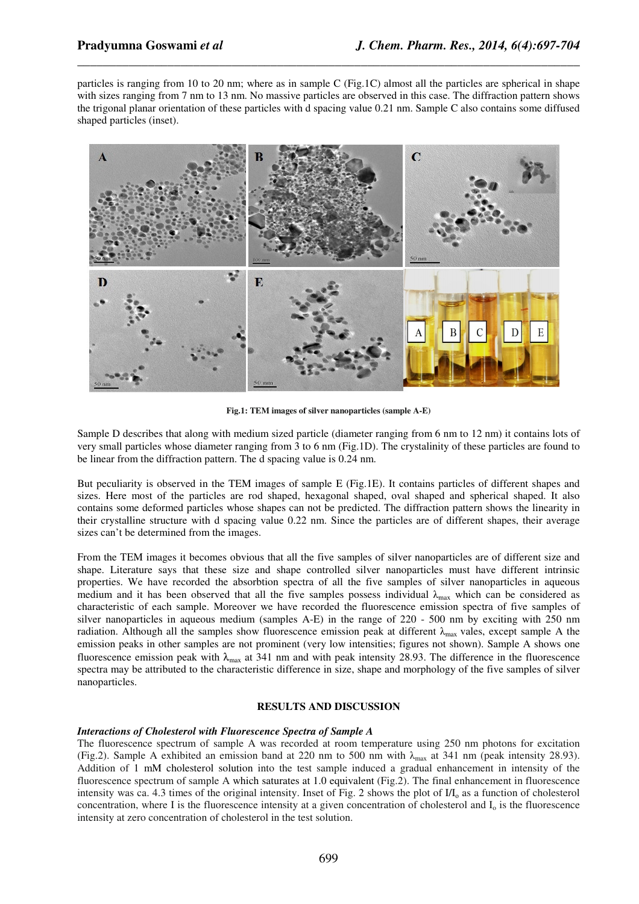particles is ranging from 10 to 20 nm; where as in sample C (Fig.1C) almost all the particles are spherical in shape with sizes ranging from 7 nm to 13 nm. No massive particles are observed in this case. The diffraction pattern shows the trigonal planar orientation of these particles with d spacing value 0.21 nm. Sample C also contains some diffused shaped particles (inset).

**Fig.1: TEM images of silver nanoparticles (sample A-E)**

Sample D describes that along with medium sized particle (diameter ranging from 6 nm to 12 nm) it contains lots of very small particles whose diameter ranging from 3 to 6 nm (Fig.1D). The crystalinity of these particles are found to be linear from the diffraction pattern. The d spacing value is 0.24 nm.

But peculiarity is observed in the TEM images of sample E (Fig.1E). It contains particles of different shapes and sizes. Here most of the particles are rod shaped, hexagonal shaped, oval shaped and spherical shaped. It also contains some deformed particles whose shapes can not be predicted. The diffraction pattern shows the linearity in their crystalline structure with d spacing value 0.22 nm. Since the particles are of different shapes, their average sizes can't be determined from the images.

From the TEM images it becomes obvious that all the five samples of silver nanoparticles are of different size and shape. Literature says that these size and shape controlled silver nanoparticles must have different intrinsic properties. We have recorded the absorbtion spectra of all the five samples of silver nanoparticles in aqueous medium and it has been observed that all the five samples possess individual $\lambda_{max}$ which can be considered as characteristic of each sample. Moreover we have recorded the fluorescence emission spectra of five samples of silver nanoparticles in aqueous medium (samples A-E) in the range of 220 - 500 nm by exciting with 250 nm radiation. Although all the samples show fluorescence emission peak at different $\lambda_{max}$ vales, except sample A the emission peaks in other samples are not prominent (very low intensities; figures not shown). Sample A shows one fluorescence emission peak with $\lambda_{max}$ at 341 nm and with peak intensity 28.93. The difference in the fluorescence spectra may be attributed to the characteristic difference in size, shape and morphology of the five samples of silver nanoparticles.

## RESULTS AND DISCUSSION

### *Interactions of Cholesterol with Fluorescence Spectra of Sample A*

The fluorescence spectrum of sample A was recorded at room temperature using 250 nm photons for excitation (Fig.2). Sample A exhibited an emission band at 220 nm to 500 nm with $\lambda_{max}$ at 341 nm (peak intensity 28.93). Addition of 1 mM cholesterol solution into the test sample induced a gradual enhancement in intensity of the fluorescence spectrum of sample A which saturates at 1.0 equivalent (Fig.2). The final enhancement in fluorescence intensity was ca. 4.3 times of the original intensity. Inset of Fig. 2 shows the plot of $I/I_o$ as a function of cholesterol concentration, where I is the fluorescence intensity at a given concentration of cholesterol and $I_o$ is the fluorescence intensity at zero concentration of cholesterol in the test solution.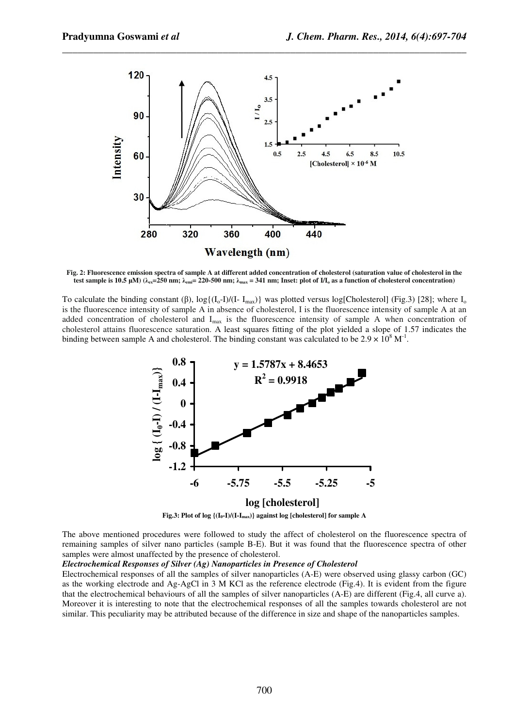Fig. 2: Fluorescence emission spectra of sample A at different added concentration of cholesterol (saturation value of cholesterol in the test sample is 10.5 μM) ($\lambda_{ex}$=250 nm; $\lambda_{emi}$= 220-500 nm; $\lambda_{max}$ = 341 nm; Inset: plot of $I/I_o$ as a function of cholesterol concentration)

To calculate the binding constant (β), $\log\{(I_o-I)/(I-I_{max})\}$ was plotted versus log[Cholesterol] (Fig.3) [28]; where $I_o$ is the fluorescence intensity of sample A in absence of cholesterol, I is the fluorescence intensity of sample A at an added concentration of cholesterol and $I_{max}$ is the fluorescence intensity of sample A when concentration of cholesterol attains fluorescence saturation. A least squares fitting of the plot yielded a slope of 1.57 indicates the binding between sample A and cholesterol. The binding constant was calculated to be $2.9 \times 10^8$ $M^{-1}$.

Fig.3: Plot of $\log\{(I_0-I)/(I-I_{max})\}$ against log [cholesterol] for sample A

The above mentioned procedures were followed to study the affect of cholesterol on the fluorescence spectra of remaining samples of silver nano particles (sample B-E). But it was found that the fluorescence spectra of other samples were almost unaffected by the presence of cholesterol.

***Electrochemical Responses of Silver (Ag) Nanoparticles in Presence of Cholesterol***

Electrochemical responses of all the samples of silver nanoparticles (A-E) were observed using glassy carbon (GC) as the working electrode and Ag-AgCl in 3 M KCl as the reference electrode (Fig.4). It is evident from the figure that the electrochemical behaviours of all the samples of silver nanoparticles (A-E) are different (Fig.4, all curve a). Moreover it is interesting to note that the electrochemical responses of all the samples towards cholesterol are not similar. This peculiarity may be attributed because of the difference in size and shape of the nanoparticles samples.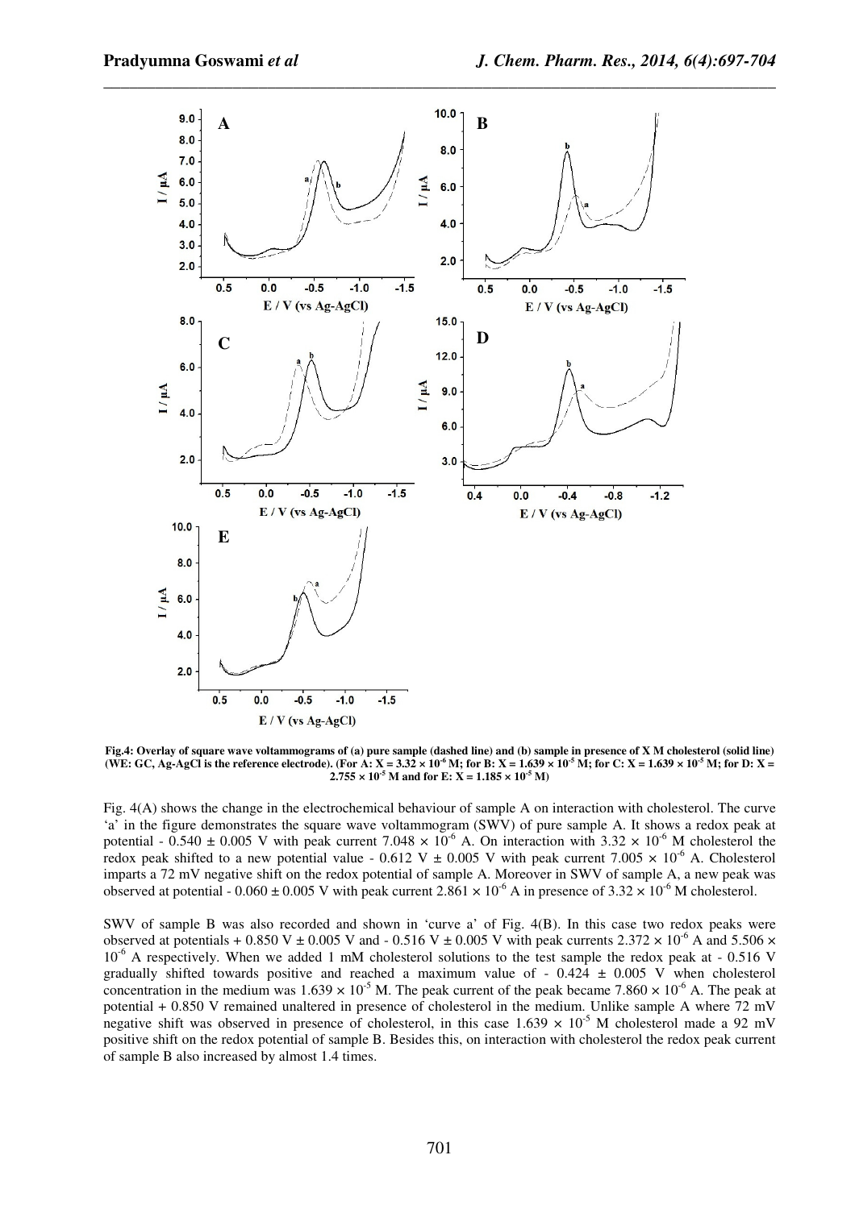**Fig.4: Overlay of square wave voltammograms of (a) pure sample (dashed line) and (b) sample in presence of X M cholesterol (solid line) (WE: GC, Ag-AgCl is the reference electrode). (For A: X = $3.32 \times 10^{-6}$ M; for B: X = $1.639 \times 10^{-5}$ M; for C: X = $1.639 \times 10^{-5}$ M; for D: X = $2.755 \times 10^{-5}$ M and for E: X = $1.185 \times 10^{-5}$ M)**

Fig. 4(A) shows the change in the electrochemical behaviour of sample A on interaction with cholesterol. The curve 'a' in the figure demonstrates the square wave voltammogram (SWV) of pure sample A. It shows a redox peak at potential - 0.540 ± 0.005 V with peak current $7.048 \times 10^{-6}$ A. On interaction with $3.32 \times 10^{-6}$ M cholesterol the redox peak shifted to a new potential value - 0.612 V ± 0.005 V with peak current $7.005 \times 10^{-6}$ A. Cholesterol imparts a 72 mV negative shift on the redox potential of sample A. Moreover in SWV of sample A, a new peak was observed at potential - 0.060 ± 0.005 V with peak current $2.861 \times 10^{-6}$ A in presence of $3.32 \times 10^{-6}$ M cholesterol.

SWV of sample B was also recorded and shown in 'curve a' of Fig. 4(B). In this case two redox peaks were observed at potentials + 0.850 V ± 0.005 V and - 0.516 V ± 0.005 V with peak currents $2.372 \times 10^{-6}$ A and $5.506 \times 10^{-6}$ A respectively. When we added 1 mM cholesterol solutions to the test sample the redox peak at - 0.516 V gradually shifted towards positive and reached a maximum value of - 0.424 ± 0.005 V when cholesterol concentration in the medium was $1.639 \times 10^{-5}$ M. The peak current of the peak became $7.860 \times 10^{-6}$ A. The peak at potential + 0.850 V remained unaltered in presence of cholesterol in the medium. Unlike sample A where 72 mV negative shift was observed in presence of cholesterol, in this case $1.639 \times 10^{-5}$ M cholesterol made a 92 mV positive shift on the redox potential of sample B. Besides this, on interaction with cholesterol the redox peak current of sample B also increased by almost 1.4 times.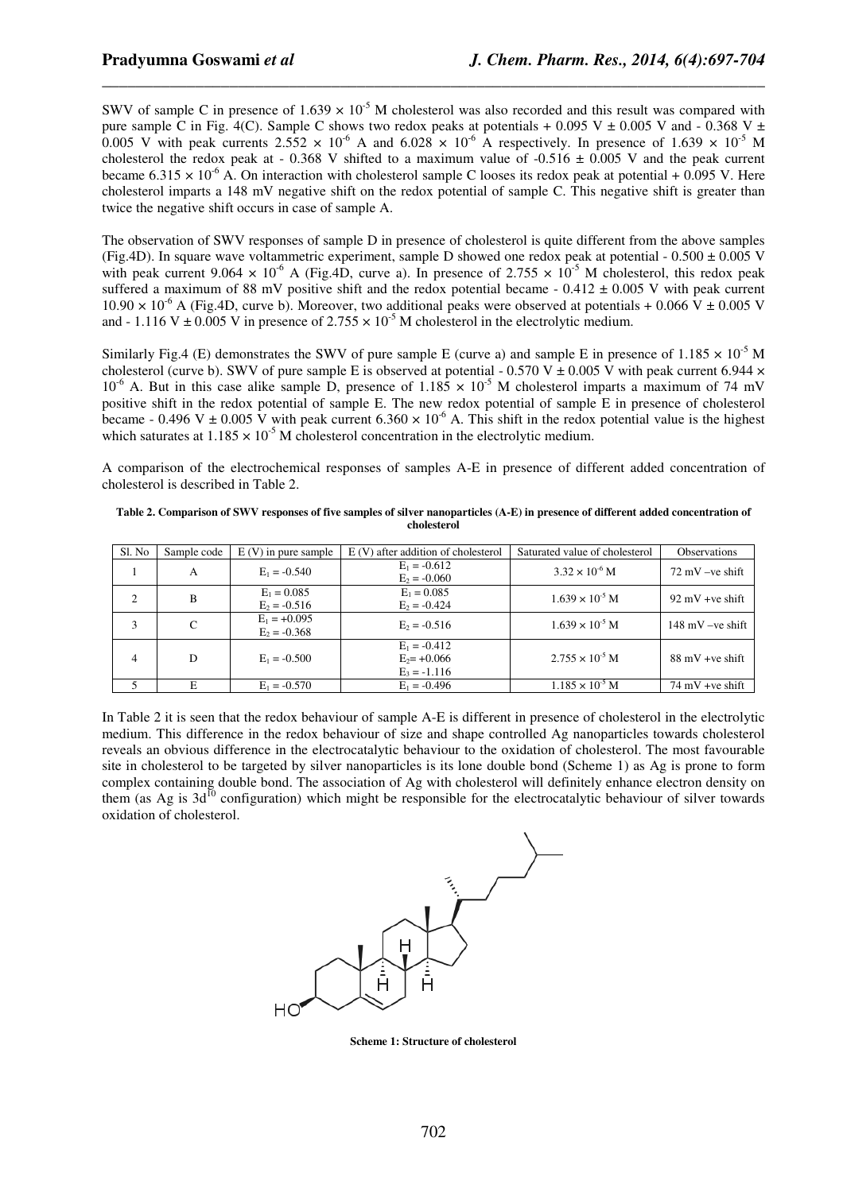SWV of sample C in presence of $1.639 \times 10^{-5}$ M cholesterol was also recorded and this result was compared with pure sample C in Fig. 4(C). Sample C shows two redox peaks at potentials + 0.095 V ± 0.005 V and - 0.368 V ± 0.005 V with peak currents $2.552 \times 10^{-6}$ A and $6.028 \times 10^{-6}$ A respectively. In presence of $1.639 \times 10^{-5}$ M cholesterol the redox peak at - 0.368 V shifted to a maximum value of -0.516 ± 0.005 V and the peak current became $6.315 \times 10^{-6}$ A. On interaction with cholesterol sample C looses its redox peak at potential + 0.095 V. Here cholesterol imparts a 148 mV negative shift on the redox potential of sample C. This negative shift is greater than twice the negative shift occurs in case of sample A.

The observation of SWV responses of sample D in presence of cholesterol is quite different from the above samples (Fig.4D). In square wave voltammetric experiment, sample D showed one redox peak at potential - 0.500 ± 0.005 V with peak current $9.064 \times 10^{-6}$ A (Fig.4D, curve a). In presence of $2.755 \times 10^{-5}$ M cholesterol, this redox peak suffered a maximum of 88 mV positive shift and the redox potential became - 0.412 ± 0.005 V with peak current $10.90 \times 10^{-6}$ A (Fig.4D, curve b). Moreover, two additional peaks were observed at potentials + 0.066 V ± 0.005 V and - 1.116 V ± 0.005 V in presence of $2.755 \times 10^{-5}$ M cholesterol in the electrolytic medium.

Similarly Fig.4 (E) demonstrates the SWV of pure sample E (curve a) and sample E in presence of $1.185 \times 10^{-5}$ M cholesterol (curve b). SWV of pure sample E is observed at potential - 0.570 V ± 0.005 V with peak current $6.944 \times 10^{-6}$ A. But in this case alike sample D, presence of $1.185 \times 10^{-5}$ M cholesterol imparts a maximum of 74 mV positive shift in the redox potential of sample E. The new redox potential of sample E in presence of cholesterol became - 0.496 V ± 0.005 V with peak current $6.360 \times 10^{-6}$ A. This shift in the redox potential value is the highest which saturates at $1.185 \times 10^{-5}$ M cholesterol concentration in the electrolytic medium.

A comparison of the electrochemical responses of samples A-E in presence of different added concentration of cholesterol is described in Table 2.

**Table 2. Comparison of SWV responses of five samples of silver nanoparticles (A-E) in presence of different added concentration of cholesterol**

| Sl. No | Sample code | E (V) in pure sample | E (V) after addition of cholesterol | Saturated value of cholesterol | Observations |
|---|---|---|---|---|---|
| 1 | A | $E_1$ = -0.540 | $E_1$ = -0.612<br>$E_2$ = -0.060 | $3.32 \times 10^{-6}$ M | 72 mV –ve shift |
| 2 | B | $E_1$ = 0.085<br>$E_2$ = -0.516 | $E_1$ = 0.085<br>$E_2$ = -0.424 | $1.639 \times 10^{-5}$ M | 92 mV +ve shift |
| 3 | C | $E_1$ = +0.095<br>$E_2$ = -0.368 | $E_2$ = -0.516 | $1.639 \times 10^{-5}$ M | 148 mV –ve shift |
| 4 | D | $E_1$ = -0.500 | $E_1$ = -0.412<br>$E_2$= +0.066<br>$E_3$ = -1.116 | $2.755 \times 10^{-5}$ M | 88 mV +ve shift |
| 5 | E | $E_1$ = -0.570 | $E_1$ = -0.496 | $1.185 \times 10^{-5}$ M | 74 mV +ve shift |

In Table 2 it is seen that the redox behaviour of sample A-E is different in presence of cholesterol in the electrolytic medium. This difference in the redox behaviour of size and shape controlled Ag nanoparticles towards cholesterol reveals an obvious difference in the electrocatalytic behaviour to the oxidation of cholesterol. The most favourable site in cholesterol to be targeted by silver nanoparticles is its lone double bond (Scheme 1) as Ag is prone to form complex containing double bond. The association of Ag with cholesterol will definitely enhance electron density on them (as Ag is $3d^{10}$ configuration) which might be responsible for the electrocatalytic behaviour of silver towards oxidation of cholesterol.

**Scheme 1: Structure of cholesterol**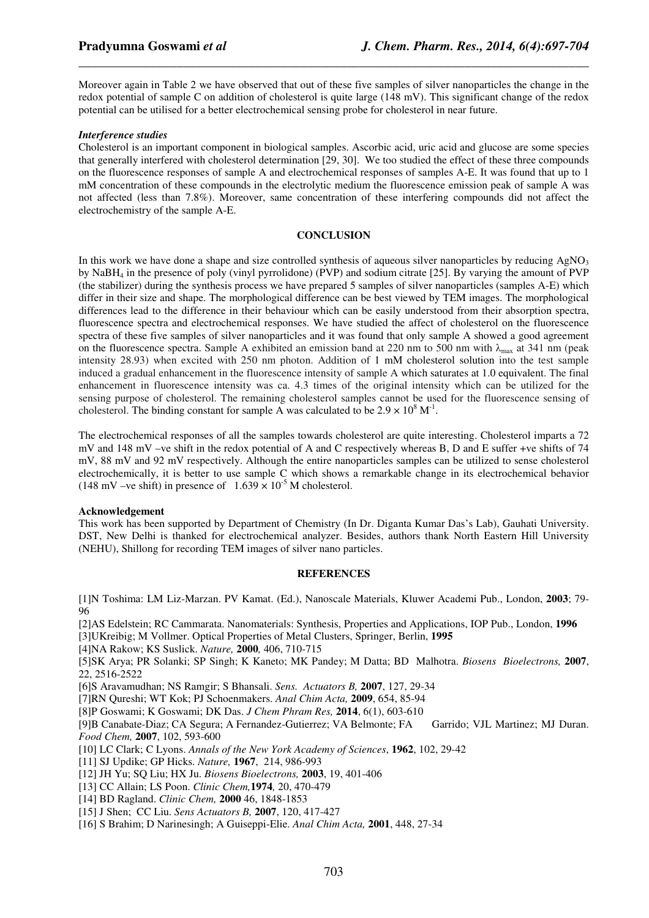Moreover again in Table 2 we have observed that out of these five samples of silver nanoparticles the change in the redox potential of sample C on addition of cholesterol is quite large (148 mV). This significant change of the redox potential can be utilised for a better electrochemical sensing probe for cholesterol in near future.

***Interference studies***

Cholesterol is an important component in biological samples. Ascorbic acid, uric acid and glucose are some species that generally interfered with cholesterol determination [29, 30]. We too studied the effect of these three compounds on the fluorescence responses of sample A and electrochemical responses of samples A-E. It was found that up to 1 mM concentration of these compounds in the electrolytic medium the fluorescence emission peak of sample A was not affected (less than 7.8%). Moreover, same concentration of these interfering compounds did not affect the electrochemistry of the sample A-E.

## CONCLUSION

In this work we have done a shape and size controlled synthesis of aqueous silver nanoparticles by reducing $AgNO_3$ by $NaBH_4$ in the presence of poly (vinyl pyrrolidone) (PVP) and sodium citrate [25]. By varying the amount of PVP (the stabilizer) during the synthesis process we have prepared 5 samples of silver nanoparticles (samples A-E) which differ in their size and shape. The morphological difference can be best viewed by TEM images. The morphological differences lead to the difference in their behaviour which can be easily understood from their absorption spectra, fluorescence spectra and electrochemical responses. We have studied the affect of cholesterol on the fluorescence spectra of these five samples of silver nanoparticles and it was found that only sample A showed a good agreement on the fluorescence spectra. Sample A exhibited an emission band at 220 nm to 500 nm with $\lambda_{max}$ at 341 nm (peak intensity 28.93) when excited with 250 nm photon. Addition of 1 mM cholesterol solution into the test sample induced a gradual enhancement in the fluorescence intensity of sample A which saturates at 1.0 equivalent. The final enhancement in fluorescence intensity was ca. 4.3 times of the original intensity which can be utilized for the sensing purpose of cholesterol. The remaining cholesterol samples cannot be used for the fluorescence sensing of cholesterol. The binding constant for sample A was calculated to be $2.9 \times 10^8$ $M^{-1}$.

The electrochemical responses of all the samples towards cholesterol are quite interesting. Cholesterol imparts a 72 mV and 148 mV –ve shift in the redox potential of A and C respectively whereas B, D and E suffer +ve shifts of 74 mV, 88 mV and 92 mV respectively. Although the entire nanoparticles samples can be utilized to sense cholesterol electrochemically, it is better to use sample C which shows a remarkable change in its electrochemical behavior (148 mV –ve shift) in presence of $1.639 \times 10^{-5}$ M cholesterol.

**Acknowledgement**

This work has been supported by Department of Chemistry (In Dr. Diganta Kumar Das's Lab), Gauhati University. DST, New Delhi is thanked for electrochemical analyzer. Besides, authors thank North Eastern Hill University (NEHU), Shillong for recording TEM images of silver nano particles.

## REFERENCES

[1]N Toshima: LM Liz-Marzan. PV Kamat. (Ed.), Nanoscale Materials, Kluwer Academi Pub., London, **2003**; 79-96

[2]AS Edelstein; RC Cammarata. Nanomaterials: Synthesis, Properties and Applications, IOP Pub., London, **1996**

[3]UKreibig; M Vollmer. Optical Properties of Metal Clusters, Springer, Berlin, **1995**

[4]NA Rakow; KS Suslick. *Nature,* **2000***,* 406, 710-715

[5]SK Arya; PR Solanki; SP Singh; K Kaneto; MK Pandey; M Datta; BD Malhotra. *Biosens Bioelectrons,* **2007**, 22, 2516-2522

[6]S Aravamudhan; NS Ramgir; S Bhansali. *Sens. Actuators B,* **2007**, 127, 29-34

[7]RN Qureshi; WT Kok; PJ Schoenmakers. *Anal Chim Acta,* **2009**, 654, 85-94

[8]P Goswami; K Goswami; DK Das. *J Chem Phram Res,* **2014**, 6(1), 603-610

[9]B Canabate-Diaz; CA Segura; A Fernandez-Gutierrez; VA Belmonte; FA Garrido; VJL Martinez; MJ Duran. *Food Chem,* **2007**, 102, 593-600

[10] LC Clark; C Lyons. *Annals of the New York Academy of Sciences*, **1962**, 102, 29-42

[11] SJ Updike; GP Hicks. *Nature,* **1967**, 214, 986-993

[12] JH Yu; SQ Liu; HX Ju. *Biosens Bioelectrons,* **2003**, 19, 401-406

[13] CC Allain; LS Poon. *Clinic Chem,***1974***,* 20, 470-479

[14] BD Ragland. *Clinic Chem,* **2000** 46, 1848-1853

[15] J Shen; CC Liu. *Sens Actuators B,* **2007**, 120, 417-427

[16] S Brahim; D Narinesingh; A Guiseppi-Elie. *Anal Chim Acta,* **2001**, 448, 27-34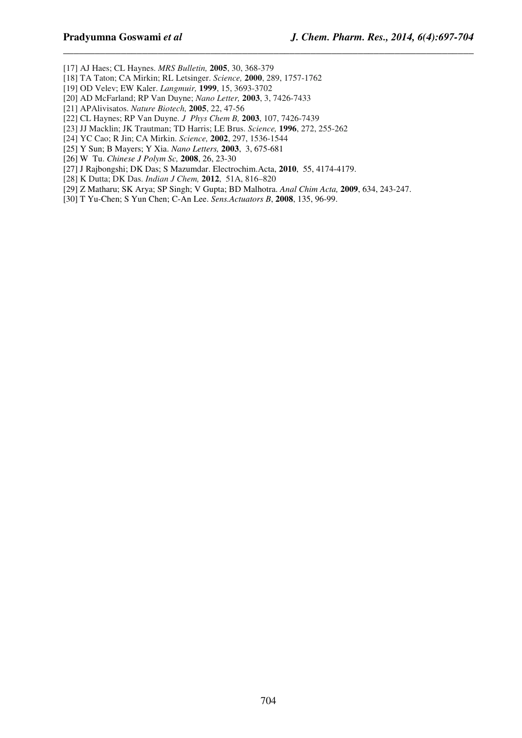[17] AJ Haes; CL Haynes. *MRS Bulletin,* **2005**, 30, 368-379

[18] TA Taton; CA Mirkin; RL Letsinger. *Science,* **2000**, 289, 1757-1762

[19] OD Velev; EW Kaler. *Langmuir,* **1999**, 15, 3693-3702

[20] AD McFarland; RP Van Duyne; *Nano Letter,* **2003**, 3, 7426-7433

[21] APAlivisatos. *Nature Biotech,* **2005**, 22, 47-56

[22] CL Haynes; RP Van Duyne. *J Phys Chem B,* **2003**, 107, 7426-7439

[23] JJ Macklin; JK Trautman; TD Harris; LE Brus. *Science,* **1996**, 272, 255-262

[24] YC Cao; R Jin; CA Mirkin. *Science,* **2002**, 297, 1536-1544

[25] Y Sun; B Mayers; Y Xia. *Nano Letters,* **2003**, 3, 675-681

[26] W Tu. *Chinese J Polym Sc,* **2008**, 26, 23-30

[27] J Rajbongshi; DK Das; S Mazumdar. Electrochim.Acta, **2010**, 55, 4174-4179.

[28] K Dutta; DK Das. *Indian J Chem,* **2012**, 51A, 816–820

[29] Z Matharu; SK Arya; SP Singh; V Gupta; BD Malhotra. *Anal Chim Acta,* **2009**, 634, 243-247.

[30] T Yu-Chen; S Yun Chen; C-An Lee. *Sens.Actuators B*, **2008**, 135, 96-99.